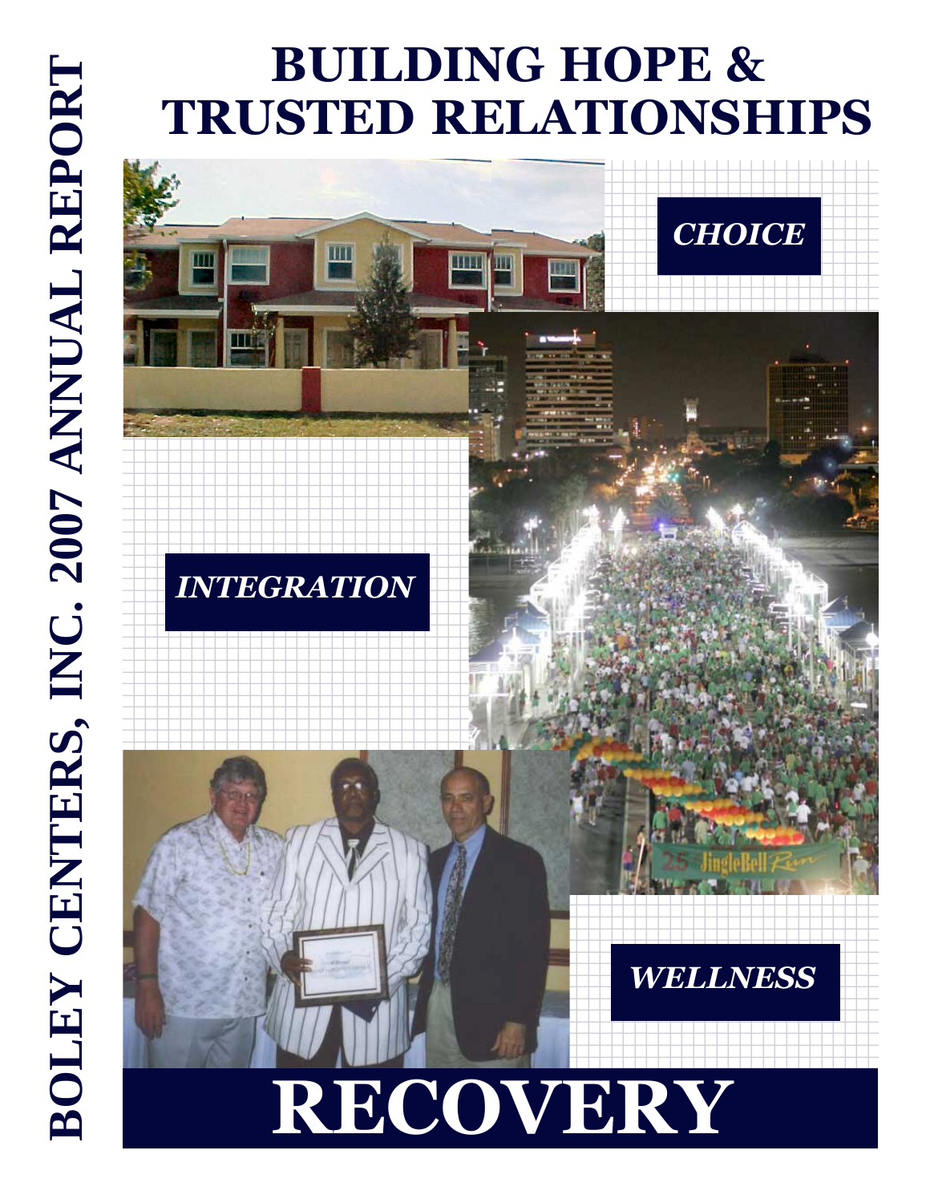# BOLEY CENTERS, INC. 2007 ANNUAL REPORT

# BUILDING HOPE & TRUSTED RELATIONSHIPS

***CHOICE***

***INTEGRATION***

***WELLNESS***

# RECOVERY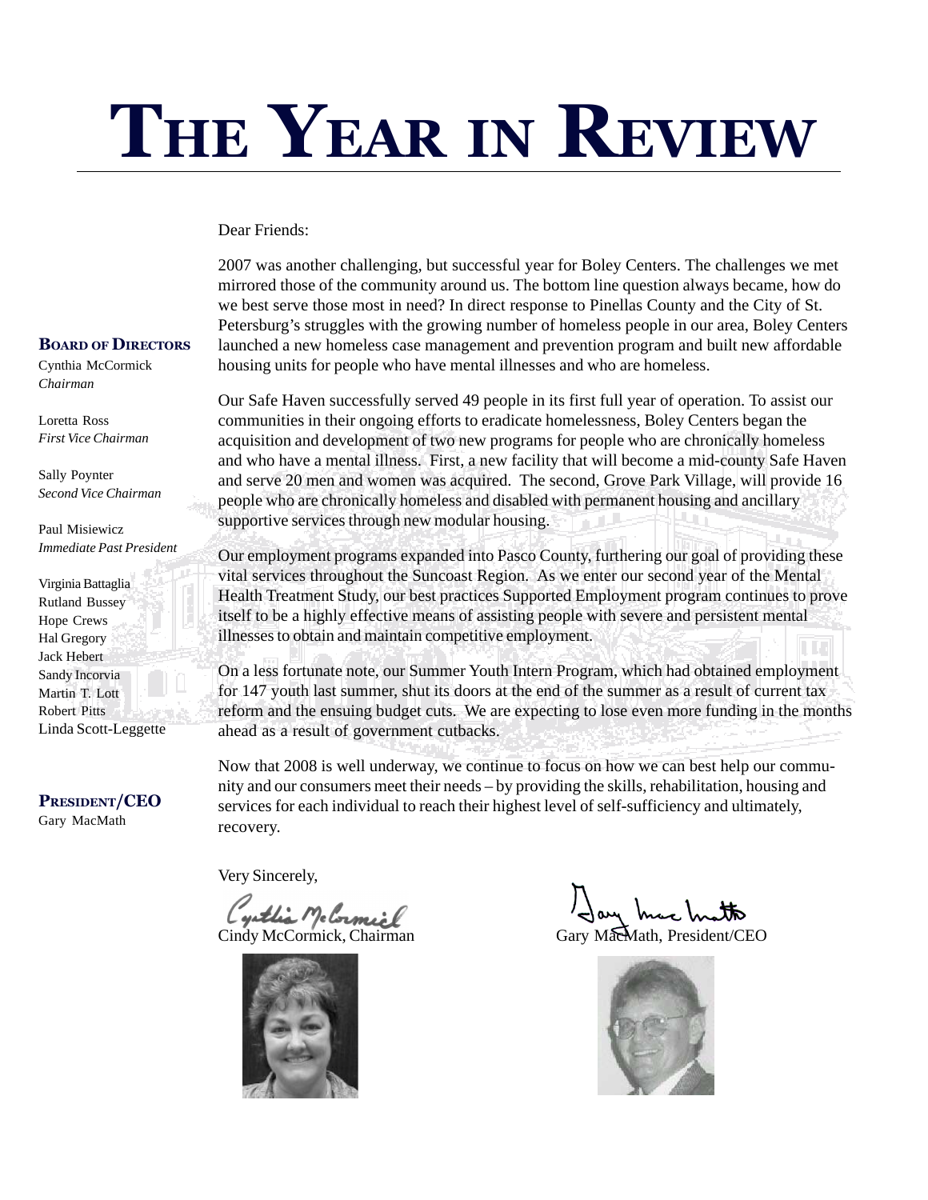# THE YEAR IN REVIEW

**BOARD OF DIRECTORS**

Cynthia McCormick
*Chairman*

Loretta Ross
*First Vice Chairman*

Sally Poynter
*Second Vice Chairman*

Paul Misiewicz
*Immediate Past President*

Virginia Battaglia
Rutland Bussey
Hope Crews
Hal Gregory
Jack Hebert
Sandy Incorvia
Martin T. Lott
Robert Pitts
Linda Scott-Leggette

**PRESIDENT/CEO**

Gary MacMath

Dear Friends:

2007 was another challenging, but successful year for Boley Centers. The challenges we met mirrored those of the community around us. The bottom line question always became, how do we best serve those most in need? In direct response to Pinellas County and the City of St. Petersburg's struggles with the growing number of homeless people in our area, Boley Centers launched a new homeless case management and prevention program and built new affordable housing units for people who have mental illnesses and who are homeless.

Our Safe Haven successfully served 49 people in its first full year of operation. To assist our communities in their ongoing efforts to eradicate homelessness, Boley Centers began the acquisition and development of two new programs for people who are chronically homeless and who have a mental illness. First, a new facility that will become a mid-county Safe Haven and serve 20 men and women was acquired. The second, Grove Park Village, will provide 16 people who are chronically homeless and disabled with permanent housing and ancillary supportive services through new modular housing.

Our employment programs expanded into Pasco County, furthering our goal of providing these vital services throughout the Suncoast Region. As we enter our second year of the Mental Health Treatment Study, our best practices Supported Employment program continues to prove itself to be a highly effective means of assisting people with severe and persistent mental illnesses to obtain and maintain competitive employment.

On a less fortunate note, our Summer Youth Intern Program, which had obtained employment for 147 youth last summer, shut its doors at the end of the summer as a result of current tax reform and the ensuing budget cuts. We are expecting to lose even more funding in the months ahead as a result of government cutbacks.

Now that 2008 is well underway, we continue to focus on how we can best help our community and our consumers meet their needs – by providing the skills, rehabilitation, housing and services for each individual to reach their highest level of self-sufficiency and ultimately, recovery.

Very Sincerely,

Cindy McCormick, Chairman

Gary MacMath, President/CEO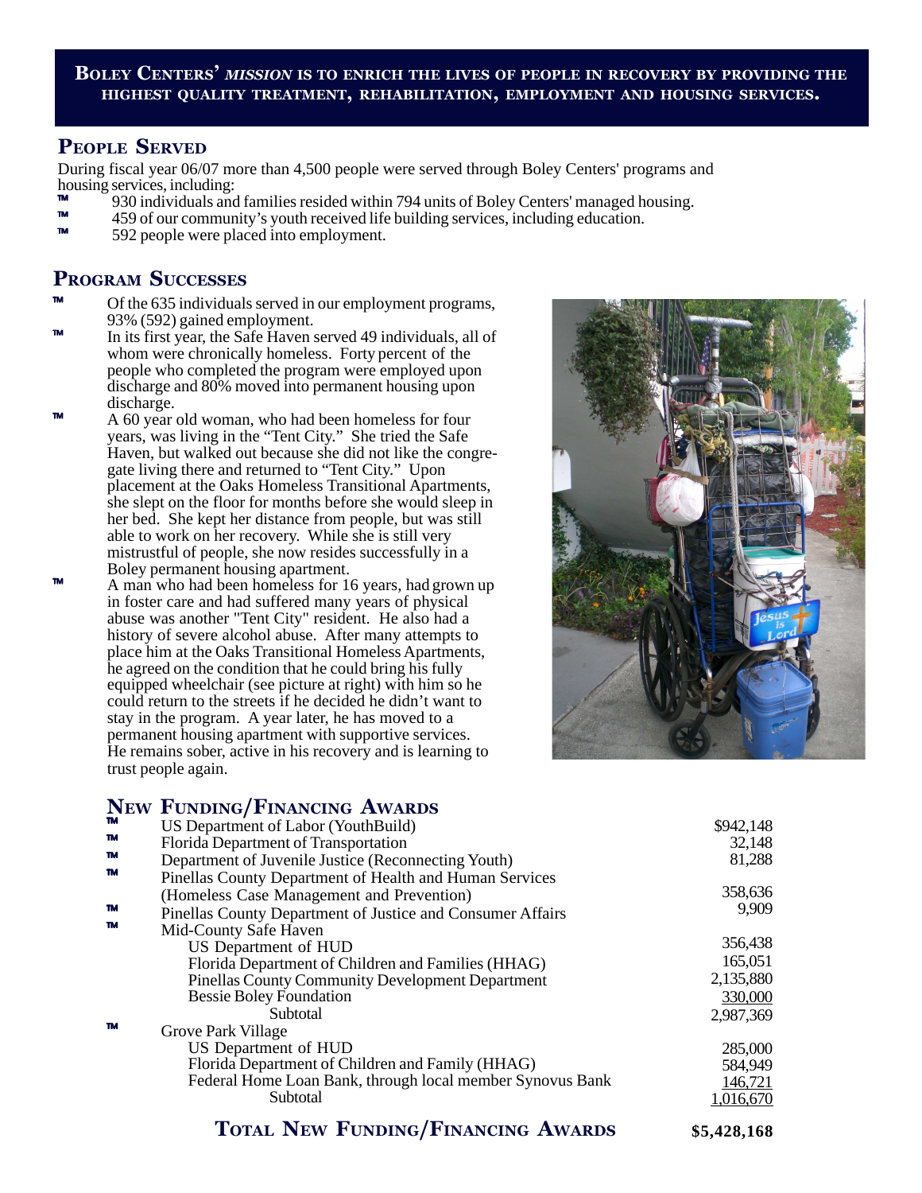**BOLEY CENTERS' *MISSION* IS TO ENRICH THE LIVES OF PEOPLE IN RECOVERY BY PROVIDING THE HIGHEST QUALITY TREATMENT, REHABILITATION, EMPLOYMENT AND HOUSING SERVICES.**

## PEOPLE SERVED

During fiscal year 06/07 more than 4,500 people were served through Boley Centers' programs and housing services, including:

- 930 individuals and families resided within 794 units of Boley Centers' managed housing.
- 459 of our community's youth received life building services, including education.
- 592 people were placed into employment.

## PROGRAM SUCCESSES

- Of the 635 individuals served in our employment programs, 93% (592) gained employment.
- In its first year, the Safe Haven served 49 individuals, all of whom were chronically homeless. Forty percent of the people who completed the program were employed upon discharge and 80% moved into permanent housing upon discharge.
- A 60 year old woman, who had been homeless for four years, was living in the "Tent City." She tried the Safe Haven, but walked out because she did not like the congregate living there and returned to "Tent City." Upon placement at the Oaks Homeless Transitional Apartments, she slept on the floor for months before she would sleep in her bed. She kept her distance from people, but was still able to work on her recovery. While she is still very mistrustful of people, she now resides successfully in a Boley permanent housing apartment.
- A man who had been homeless for 16 years, had grown up in foster care and had suffered many years of physical abuse was another "Tent City" resident. He also had a history of severe alcohol abuse. After many attempts to place him at the Oaks Transitional Homeless Apartments, he agreed on the condition that he could bring his fully equipped wheelchair (see picture at right) with him so he could return to the streets if he decided he didn't want to stay in the program. A year later, he has moved to a permanent housing apartment with supportive services. He remains sober, active in his recovery and is learning to trust people again.

## NEW FUNDING/FINANCING AWARDS

| Award | Amount |
|---|---|
| US Department of Labor (YouthBuild) | $942,148 |
| Florida Department of Transportation | 32,148 |
| Department of Juvenile Justice (Reconnecting Youth) | 81,288 |
| Pinellas County Department of Health and Human Services (Homeless Case Management and Prevention) | 358,636 |
| Pinellas County Department of Justice and Consumer Affairs | 9,909 |
| Mid-County Safe Haven | |
| US Department of HUD | 356,438 |
| Florida Department of Children and Families (HHAG) | 165,051 |
| Pinellas County Community Development Department | 2,135,880 |
| Bessie Boley Foundation | 330,000 |
| Subtotal | 2,987,369 |
| Grove Park Village | |
| US Department of HUD | 285,000 |
| Florida Department of Children and Family (HHAG) | 584,949 |
| Federal Home Loan Bank, through local member Synovus Bank | 146,721 |
| Subtotal | 1,016,670 |
| **TOTAL NEW FUNDING/FINANCING AWARDS** | **$5,428,168** |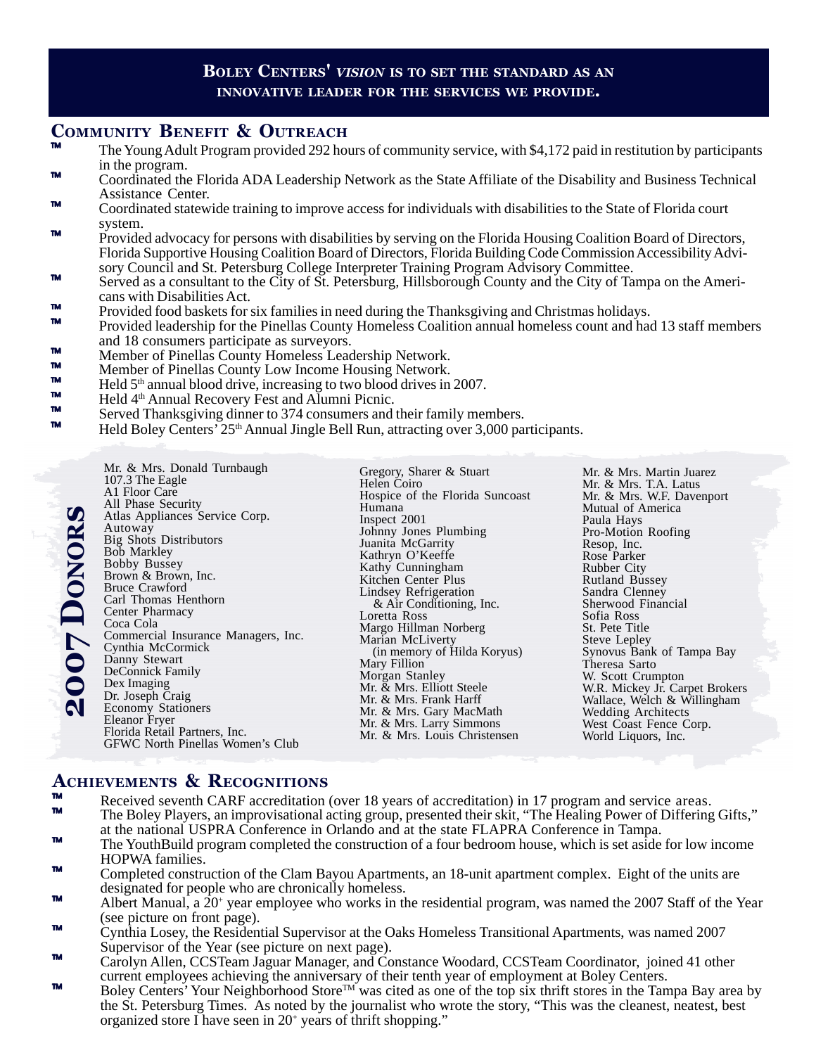**Boley Centers' *vision* is to set the standard as an innovative leader for the services we provide.**

## Community Benefit & Outreach

- The Young Adult Program provided 292 hours of community service, with $4,172 paid in restitution by participants in the program.
- Coordinated the Florida ADA Leadership Network as the State Affiliate of the Disability and Business Technical Assistance Center.
- Coordinated statewide training to improve access for individuals with disabilities to the State of Florida court system.
- Provided advocacy for persons with disabilities by serving on the Florida Housing Coalition Board of Directors, Florida Supportive Housing Coalition Board of Directors, Florida Building Code Commission Accessibility Advisory Council and St. Petersburg College Interpreter Training Program Advisory Committee.
- Served as a consultant to the City of St. Petersburg, Hillsborough County and the City of Tampa on the Americans with Disabilities Act.
- Provided food baskets for six families in need during the Thanksgiving and Christmas holidays.
- Provided leadership for the Pinellas County Homeless Coalition annual homeless count and had 13 staff members and 18 consumers participate as surveyors.
- Member of Pinellas County Homeless Leadership Network.
- Member of Pinellas County Low Income Housing Network.
- Held 5th annual blood drive, increasing to two blood drives in 2007.
- Held 4th Annual Recovery Fest and Alumni Picnic.
- Served Thanksgiving dinner to 374 consumers and their family members.
- Held Boley Centers' 25th Annual Jingle Bell Run, attracting over 3,000 participants.

## 2007 Donors

Mr. & Mrs. Donald Turnbaugh
107.3 The Eagle
A1 Floor Care
All Phase Security
Atlas Appliances Service Corp.
Autoway
Big Shots Distributors
Bob Markley
Bobby Bussey
Brown & Brown, Inc.
Bruce Crawford
Carl Thomas Henthorn
Center Pharmacy
Coca Cola
Commercial Insurance Managers, Inc.
Cynthia McCormick
Danny Stewart
DeConnick Family
Dex Imaging
Dr. Joseph Craig
Economy Stationers
Eleanor Fryer
Florida Retail Partners, Inc.
GFWC North Pinellas Women's Club
Gregory, Sharer & Stuart
Helen Coiro
Hospice of the Florida Suncoast
Humana
Inspect 2001
Johnny Jones Plumbing
Juanita McGarrity
Kathryn O'Keeffe
Kathy Cunningham
Kitchen Center Plus
Lindsey Refrigeration & Air Conditioning, Inc.
Loretta Ross
Margo Hillman Norberg
Marian McLiverty (in memory of Hilda Koryus)
Mary Fillion
Morgan Stanley
Mr. & Mrs. Elliott Steele
Mr. & Mrs. Frank Harff
Mr. & Mrs. Gary MacMath
Mr. & Mrs. Larry Simmons
Mr. & Mrs. Louis Christensen
Mr. & Mrs. Martin Juarez
Mr. & Mrs. T.A. Latus
Mr. & Mrs. W.F. Davenport
Mutual of America
Paula Hays
Pro-Motion Roofing
Resop, Inc.
Rose Parker
Rubber City
Rutland Bussey
Sandra Clenney
Sherwood Financial
Sofia Ross
St. Pete Title
Steve Lepley
Synovus Bank of Tampa Bay
Theresa Sarto
W. Scott Crumpton
W.R. Mickey Jr. Carpet Brokers
Wallace, Welch & Willingham
Wedding Architects
West Coast Fence Corp.
World Liquors, Inc.

## Achievements & Recognitions

- Received seventh CARF accreditation (over 18 years of accreditation) in 17 program and service areas.
- The Boley Players, an improvisational acting group, presented their skit, "The Healing Power of Differing Gifts," at the national USPRA Conference in Orlando and at the state FLAPRA Conference in Tampa.
- The YouthBuild program completed the construction of a four bedroom house, which is set aside for low income HOPWA families.
- Completed construction of the Clam Bayou Apartments, an 18-unit apartment complex. Eight of the units are designated for people who are chronically homeless.
- Albert Manual, a 20+ year employee who works in the residential program, was named the 2007 Staff of the Year (see picture on front page).
- Cynthia Losey, the Residential Supervisor at the Oaks Homeless Transitional Apartments, was named 2007 Supervisor of the Year (see picture on next page).
- Carolyn Allen, CCSTeam Jaguar Manager, and Constance Woodard, CCSTeam Coordinator, joined 41 other current employees achieving the anniversary of their tenth year of employment at Boley Centers.
- Boley Centers' Your Neighborhood Store™ was cited as one of the top six thrift stores in the Tampa Bay area by the St. Petersburg Times. As noted by the journalist who wrote the story, "This was the cleanest, neatest, best organized store I have seen in 20+ years of thrift shopping."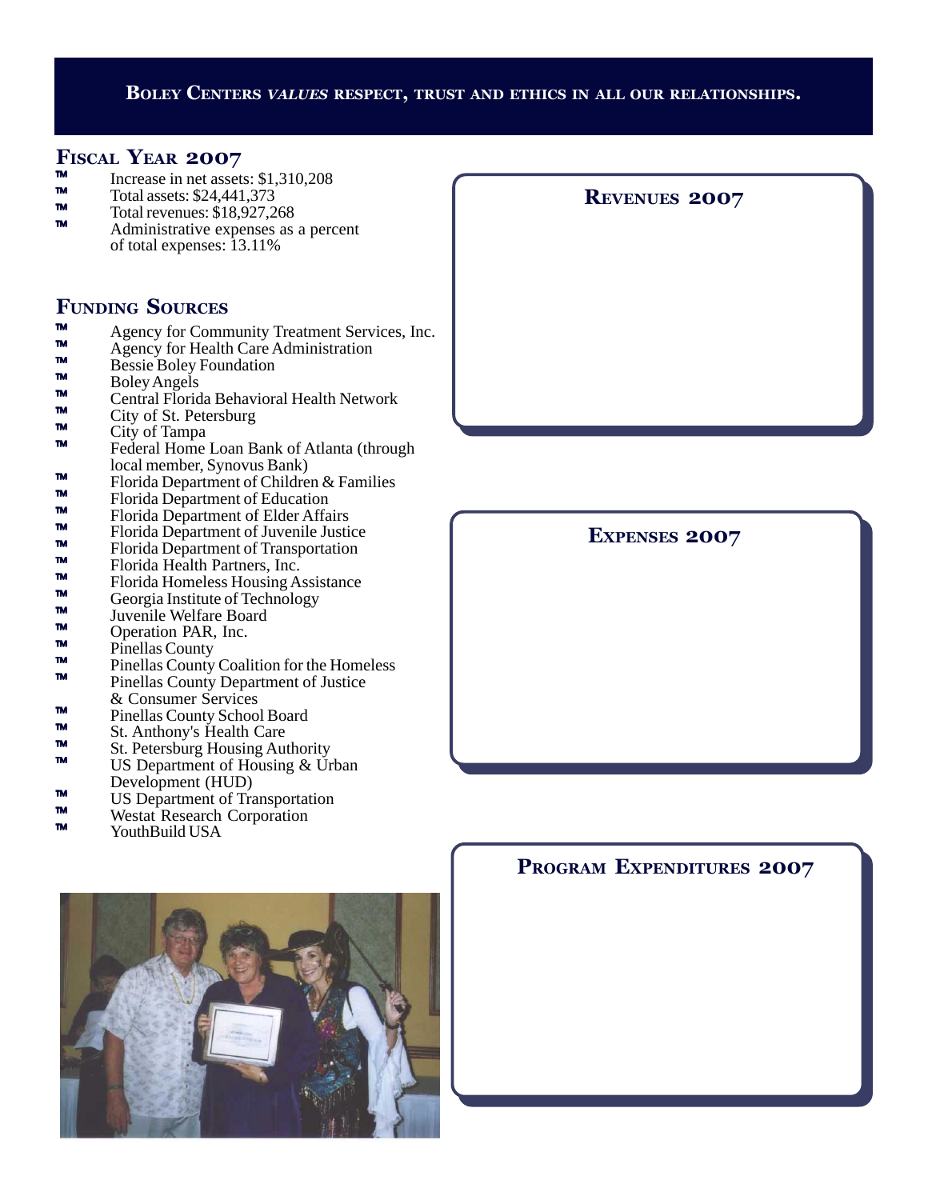**Boley Centers *values* respect, trust and ethics in all our relationships.**

## Fiscal Year 2007

- Increase in net assets: $1,310,208
- Total assets: $24,441,373
- Total revenues: $18,927,268
- Administrative expenses as a percent of total expenses: 13.11%

## Funding Sources

- Agency for Community Treatment Services, Inc.
- Agency for Health Care Administration
- Bessie Boley Foundation
- Boley Angels
- Central Florida Behavioral Health Network
- City of St. Petersburg
- City of Tampa
- Federal Home Loan Bank of Atlanta (through local member, Synovus Bank)
- Florida Department of Children & Families
- Florida Department of Education
- Florida Department of Elder Affairs
- Florida Department of Juvenile Justice
- Florida Department of Transportation
- Florida Health Partners, Inc.
- Florida Homeless Housing Assistance
- Georgia Institute of Technology
- Juvenile Welfare Board
- Operation PAR, Inc.
- Pinellas County
- Pinellas County Coalition for the Homeless
- Pinellas County Department of Justice & Consumer Services
- Pinellas County School Board
- St. Anthony's Health Care
- St. Petersburg Housing Authority
- US Department of Housing & Urban Development (HUD)
- US Department of Transportation
- Westat Research Corporation
- YouthBuild USA

## Revenues 2007

## Expenses 2007

## Program Expenditures 2007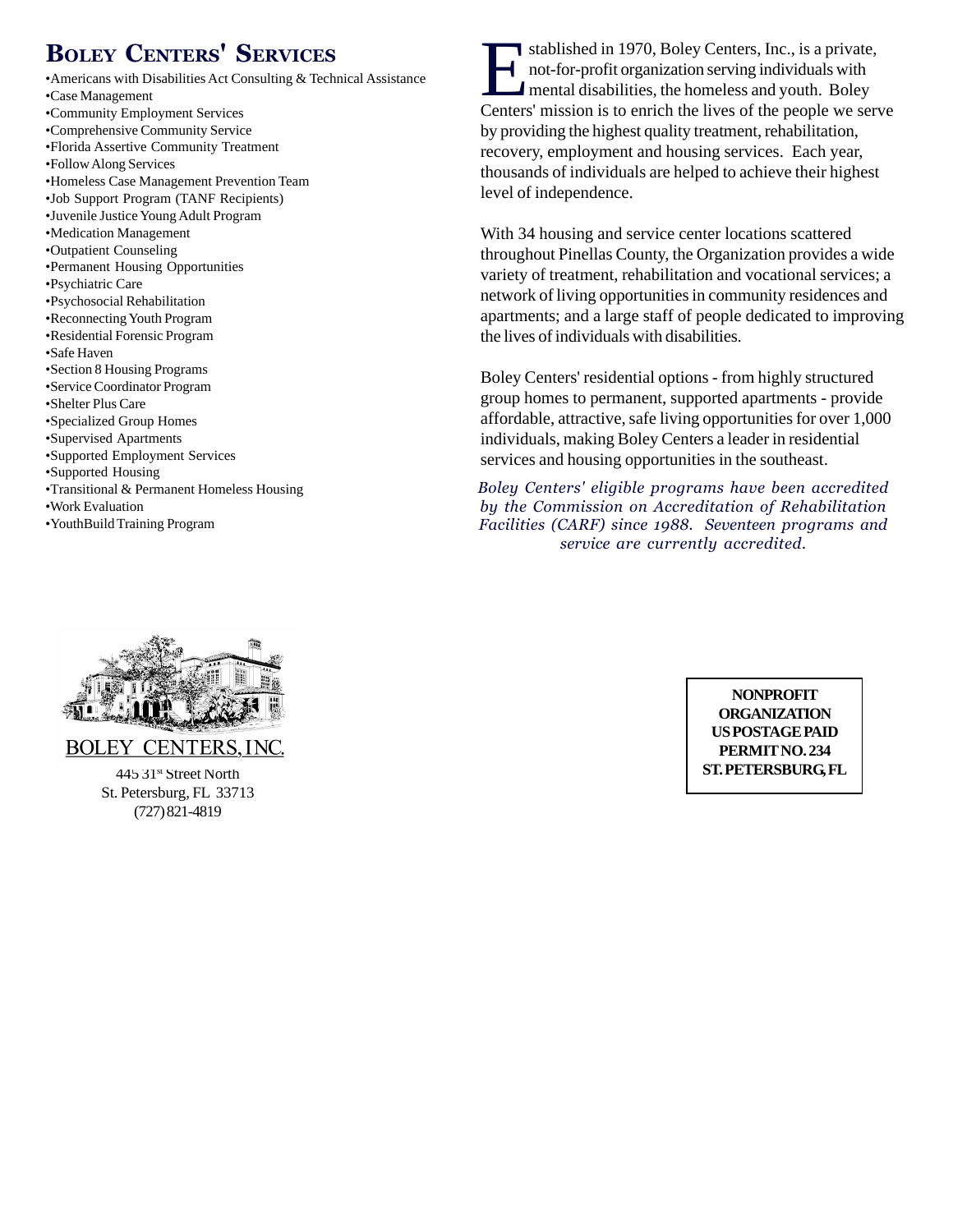## Boley Centers' Services

- •Americans with Disabilities Act Consulting & Technical Assistance
- •Case Management
- •Community Employment Services
- •Comprehensive Community Service
- •Florida Assertive Community Treatment
- •Follow Along Services
- •Homeless Case Management Prevention Team
- •Job Support Program (TANF Recipients)
- •Juvenile Justice Young Adult Program
- •Medication Management
- •Outpatient Counseling
- •Permanent Housing Opportunities
- •Psychiatric Care
- •Psychosocial Rehabilitation
- •Reconnecting Youth Program
- •Residential Forensic Program
- •Safe Haven
- •Section 8 Housing Programs
- •Service Coordinator Program
- •Shelter Plus Care
- •Specialized Group Homes
- •Supervised Apartments
- •Supported Employment Services
- •Supported Housing
- •Transitional & Permanent Homeless Housing
- •Work Evaluation
- •YouthBuild Training Program

Established in 1970, Boley Centers, Inc., is a private, not-for-profit organization serving individuals with mental disabilities, the homeless and youth. Boley Centers' mission is to enrich the lives of the people we serve by providing the highest quality treatment, rehabilitation, recovery, employment and housing services. Each year, thousands of individuals are helped to achieve their highest level of independence.

With 34 housing and service center locations scattered throughout Pinellas County, the Organization provides a wide variety of treatment, rehabilitation and vocational services; a network of living opportunities in community residences and apartments; and a large staff of people dedicated to improving the lives of individuals with disabilities.

Boley Centers' residential options - from highly structured group homes to permanent, supported apartments - provide affordable, attractive, safe living opportunities for over 1,000 individuals, making Boley Centers a leader in residential services and housing opportunities in the southeast.

*Boley Centers' eligible programs have been accredited by the Commission on Accreditation of Rehabilitation Facilities (CARF) since 1988. Seventeen programs and service are currently accredited.*

BOLEY CENTERS, INC.

445 31st Street North
St. Petersburg, FL 33713
(727) 821-4819

**NONPROFIT ORGANIZATION
US POSTAGE PAID
PERMIT NO. 234
ST. PETERSBURG, FL**